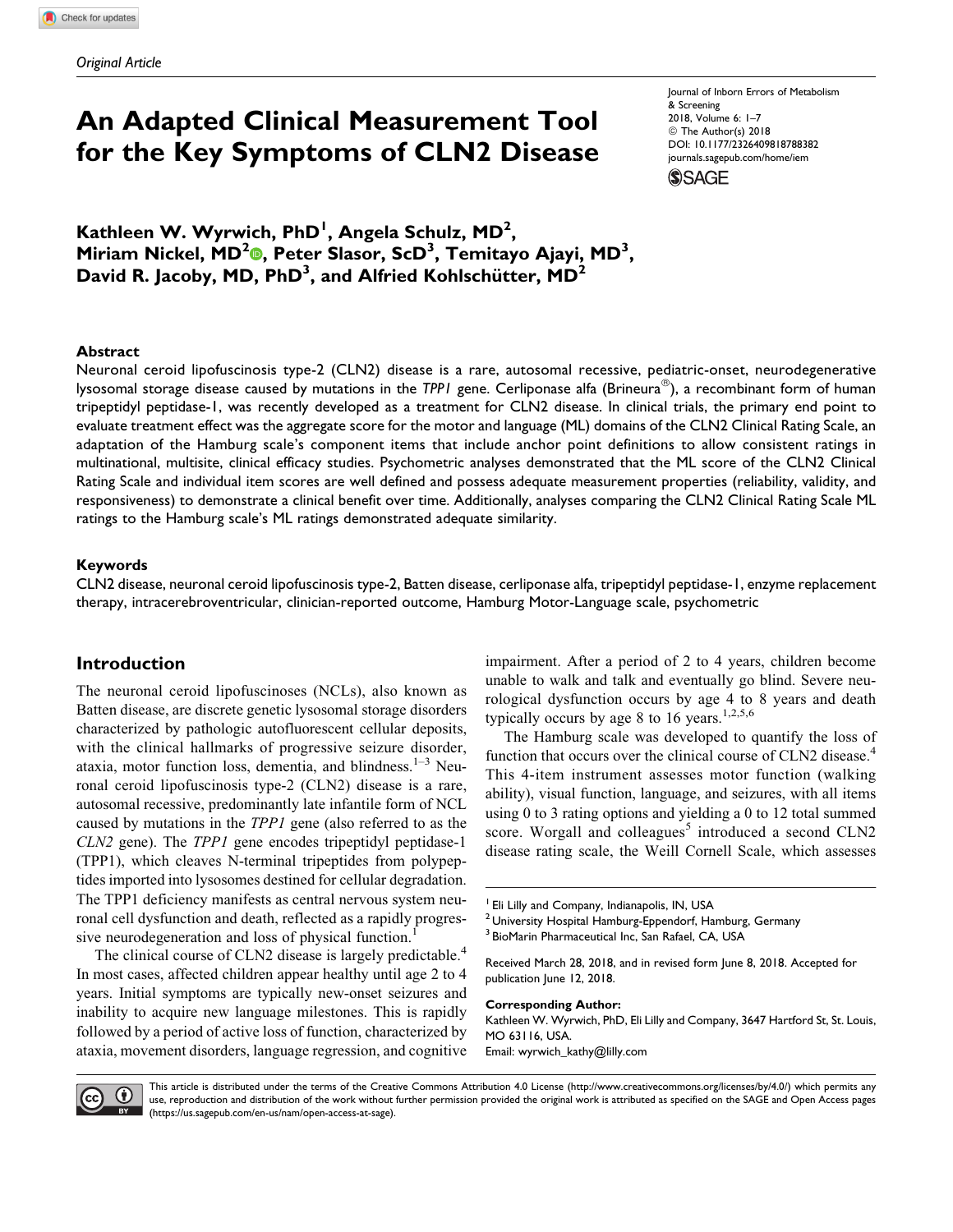*Original Article*

# An Adapted Clinical Measurement Tool for the Key Symptoms of CLN2 Disease

Journal of Inborn Errors of Metabolism & Screening
2018, Volume 6: 1–7
© The Author(s) 2018
DOI: 10.1177/2326409818788382
journals.sagepub.com/home/iem

**Kathleen W. Wyrwich, PhD[1], Angela Schulz, MD[2], Miriam Nickel, MD[2], Peter Slasor, ScD[3], Temitayo Ajayi, MD[3], David R. Jacoby, MD, PhD[3], and Alfried Kohlschütter, MD[2]**

### Abstract

Neuronal ceroid lipofuscinosis type-2 (CLN2) disease is a rare, autosomal recessive, pediatric-onset, neurodegenerative lysosomal storage disease caused by mutations in the *TPP1* gene. Cerliponase alfa (Brineura®), a recombinant form of human tripeptidyl peptidase-1, was recently developed as a treatment for CLN2 disease. In clinical trials, the primary end point to evaluate treatment effect was the aggregate score for the motor and language (ML) domains of the CLN2 Clinical Rating Scale, an adaptation of the Hamburg scale's component items that include anchor point definitions to allow consistent ratings in multinational, multisite, clinical efficacy studies. Psychometric analyses demonstrated that the ML score of the CLN2 Clinical Rating Scale and individual item scores are well defined and possess adequate measurement properties (reliability, validity, and responsiveness) to demonstrate a clinical benefit over time. Additionally, analyses comparing the CLN2 Clinical Rating Scale ML ratings to the Hamburg scale's ML ratings demonstrated adequate similarity.

### Keywords

CLN2 disease, neuronal ceroid lipofuscinosis type-2, Batten disease, cerliponase alfa, tripeptidyl peptidase-1, enzyme replacement therapy, intracerebroventricular, clinician-reported outcome, Hamburg Motor-Language scale, psychometric

## Introduction

The neuronal ceroid lipofuscinoses (NCLs), also known as Batten disease, are discrete genetic lysosomal storage disorders characterized by pathologic autofluorescent cellular deposits, with the clinical hallmarks of progressive seizure disorder, ataxia, motor function loss, dementia, and blindness.[1–3] Neuronal ceroid lipofuscinosis type-2 (CLN2) disease is a rare, autosomal recessive, predominantly late infantile form of NCL caused by mutations in the *TPP1* gene (also referred to as the *CLN2* gene). The *TPP1* gene encodes tripeptidyl peptidase-1 (TPP1), which cleaves N-terminal tripeptides from polypeptides imported into lysosomes destined for cellular degradation. The TPP1 deficiency manifests as central nervous system neuronal cell dysfunction and death, reflected as a rapidly progressive neurodegeneration and loss of physical function.[1]

The clinical course of CLN2 disease is largely predictable.[4] In most cases, affected children appear healthy until age 2 to 4 years. Initial symptoms are typically new-onset seizures and inability to acquire new language milestones. This is rapidly followed by a period of active loss of function, characterized by ataxia, movement disorders, language regression, and cognitive impairment. After a period of 2 to 4 years, children become unable to walk and talk and eventually go blind. Severe neurological dysfunction occurs by age 4 to 8 years and death typically occurs by age 8 to 16 years.[1,2,5,6]

The Hamburg scale was developed to quantify the loss of function that occurs over the clinical course of CLN2 disease.[4] This 4-item instrument assesses motor function (walking ability), visual function, language, and seizures, with all items using 0 to 3 rating options and yielding a 0 to 12 total summed score. Worgall and colleagues[5] introduced a second CLN2 disease rating scale, the Weill Cornell Scale, which assesses

[1] Eli Lilly and Company, Indianapolis, IN, USA
[2] University Hospital Hamburg-Eppendorf, Hamburg, Germany
[3] BioMarin Pharmaceutical Inc, San Rafael, CA, USA

Received March 28, 2018, and in revised form June 8, 2018. Accepted for publication June 12, 2018.

**Corresponding Author:**
Kathleen W. Wyrwich, PhD, Eli Lilly and Company, 3647 Hartford St, St. Louis, MO 63116, USA.
Email: wyrwich_kathy@lilly.com

This article is distributed under the terms of the Creative Commons Attribution 4.0 License (http://www.creativecommons.org/licenses/by/4.0/) which permits any use, reproduction and distribution of the work without further permission provided the original work is attributed as specified on the SAGE and Open Access pages (https://us.sagepub.com/en-us/nam/open-access-at-sage).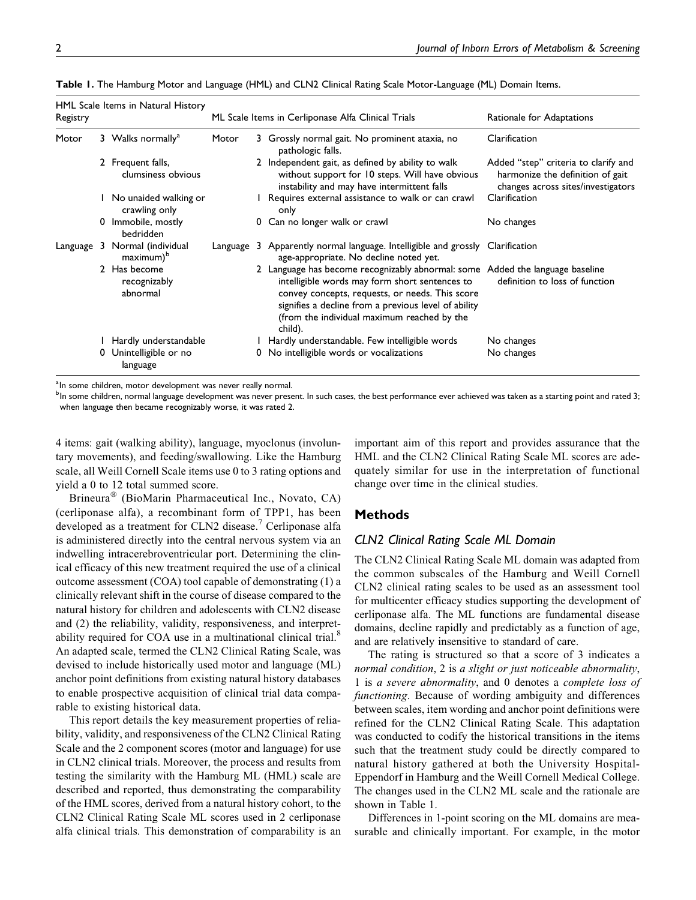**Table 1.** The Hamburg Motor and Language (HML) and CLN2 Clinical Rating Scale Motor-Language (ML) Domain Items.

| HML Scale Items in Natural History Registry | | ML Scale Items in Cerliponase Alfa Clinical Trials | | Rationale for Adaptations |
|---|---|---|---|---|
| Motor | 3 Walks normally[a] | Motor | 3 Grossly normal gait. No prominent ataxia, no pathologic falls. | Clarification |
| | 2 Frequent falls, clumsiness obvious | | 2 Independent gait, as defined by ability to walk without support for 10 steps. Will have obvious instability and may have intermittent falls | Added "step" criteria to clarify and harmonize the definition of gait changes across sites/investigators |
| | 1 No unaided walking or crawling only | | 1 Requires external assistance to walk or can crawl only | Clarification |
| | 0 Immobile, mostly bedridden | | 0 Can no longer walk or crawl | No changes |
| Language | 3 Normal (individual maximum)[b] | Language | 3 Apparently normal language. Intelligible and grossly age-appropriate. No decline noted yet. | Clarification |
| | 2 Has become recognizably abnormal | | 2 Language has become recognizably abnormal: some intelligible words may form short sentences to convey concepts, requests, or needs. This score signifies a decline from a previous level of ability (from the individual maximum reached by the child). | Added the language baseline definition to loss of function |
| | 1 Hardly understandable | | 1 Hardly understandable. Few intelligible words | No changes |
| | 0 Unintelligible or no language | | 0 No intelligible words or vocalizations | No changes |

[a]In some children, motor development was never really normal.
[b]In some children, normal language development was never present. In such cases, the best performance ever achieved was taken as a starting point and rated 3; when language then became recognizably worse, it was rated 2.

4 items: gait (walking ability), language, myoclonus (involuntary movements), and feeding/swallowing. Like the Hamburg scale, all Weill Cornell Scale items use 0 to 3 rating options and yield a 0 to 12 total summed score.

Brineura® (BioMarin Pharmaceutical Inc., Novato, CA) (cerliponase alfa), a recombinant form of TPP1, has been developed as a treatment for CLN2 disease.[7] Cerliponase alfa is administered directly into the central nervous system via an indwelling intracerebroventricular port. Determining the clinical efficacy of this new treatment required the use of a clinical outcome assessment (COA) tool capable of demonstrating (1) a clinically relevant shift in the course of disease compared to the natural history for children and adolescents with CLN2 disease and (2) the reliability, validity, responsiveness, and interpretability required for COA use in a multinational clinical trial.[8] An adapted scale, termed the CLN2 Clinical Rating Scale, was devised to include historically used motor and language (ML) anchor point definitions from existing natural history databases to enable prospective acquisition of clinical trial data comparable to existing historical data.

This report details the key measurement properties of reliability, validity, and responsiveness of the CLN2 Clinical Rating Scale and the 2 component scores (motor and language) for use in CLN2 clinical trials. Moreover, the process and results from testing the similarity with the Hamburg ML (HML) scale are described and reported, thus demonstrating the comparability of the HML scores, derived from a natural history cohort, to the CLN2 Clinical Rating Scale ML scores used in 2 cerliponase alfa clinical trials. This demonstration of comparability is an important aim of this report and provides assurance that the HML and the CLN2 Clinical Rating Scale ML scores are adequately similar for use in the interpretation of functional change over time in the clinical studies.

## Methods

### CLN2 Clinical Rating Scale ML Domain

The CLN2 Clinical Rating Scale ML domain was adapted from the common subscales of the Hamburg and Weill Cornell CLN2 clinical rating scales to be used as an assessment tool for multicenter efficacy studies supporting the development of cerliponase alfa. The ML functions are fundamental disease domains, decline rapidly and predictably as a function of age, and are relatively insensitive to standard of care.

The rating is structured so that a score of 3 indicates a *normal condition*, 2 is *a slight or just noticeable abnormality*, 1 is *a severe abnormality*, and 0 denotes a *complete loss of functioning*. Because of wording ambiguity and differences between scales, item wording and anchor point definitions were refined for the CLN2 Clinical Rating Scale. This adaptation was conducted to codify the historical transitions in the items such that the treatment study could be directly compared to natural history gathered at both the University Hospital-Eppendorf in Hamburg and the Weill Cornell Medical College. The changes used in the CLN2 ML scale and the rationale are shown in Table 1.

Differences in 1-point scoring on the ML domains are measurable and clinically important. For example, in the motor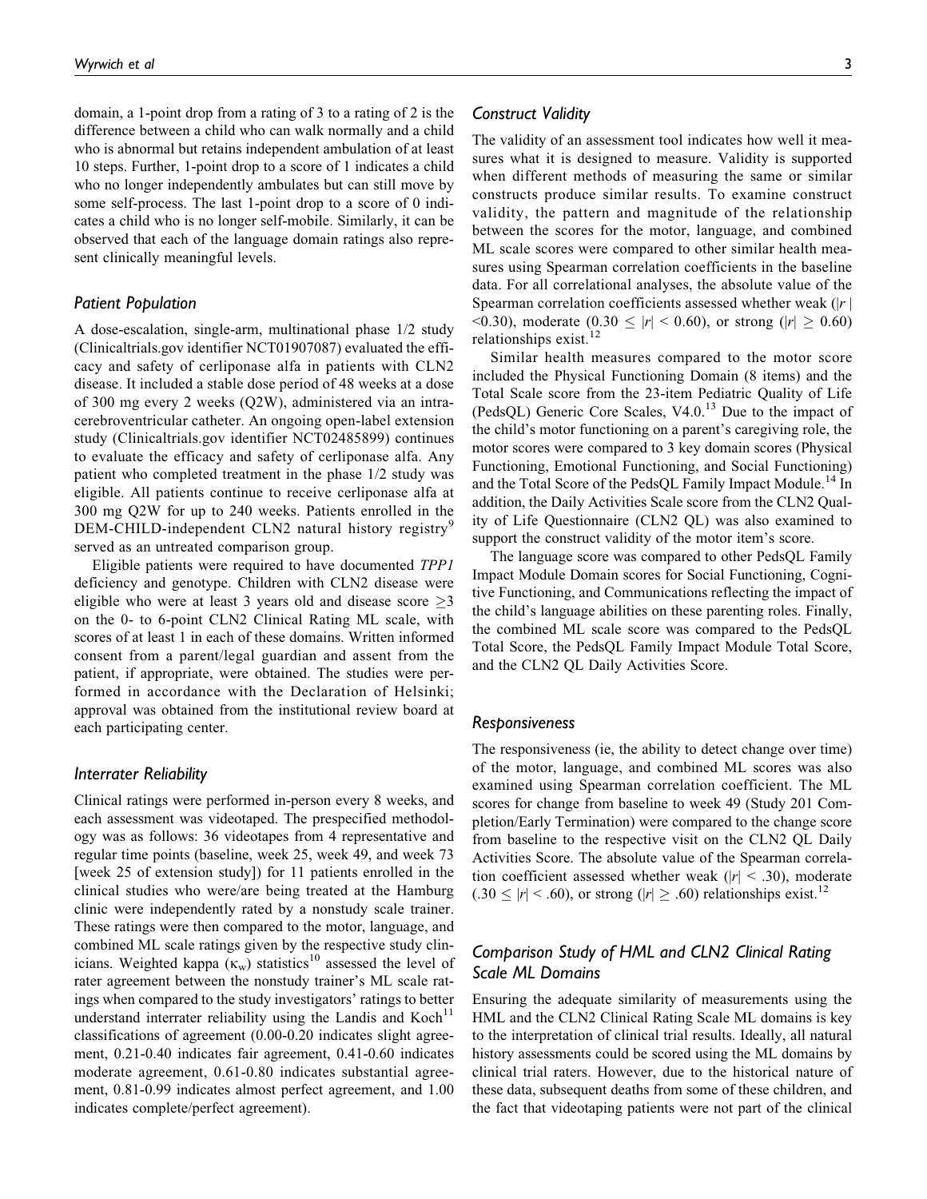domain, a 1-point drop from a rating of 3 to a rating of 2 is the difference between a child who can walk normally and a child who is abnormal but retains independent ambulation of at least 10 steps. Further, 1-point drop to a score of 1 indicates a child who no longer independently ambulates but can still move by some self-process. The last 1-point drop to a score of 0 indicates a child who is no longer self-mobile. Similarly, it can be observed that each of the language domain ratings also represent clinically meaningful levels.

### Patient Population

A dose-escalation, single-arm, multinational phase 1/2 study (Clinicaltrials.gov identifier NCT01907087) evaluated the efficacy and safety of cerliponase alfa in patients with CLN2 disease. It included a stable dose period of 48 weeks at a dose of 300 mg every 2 weeks (Q2W), administered via an intracerebroventricular catheter. An ongoing open-label extension study (Clinicaltrials.gov identifier NCT02485899) continues to evaluate the efficacy and safety of cerliponase alfa. Any patient who completed treatment in the phase 1/2 study was eligible. All patients continue to receive cerliponase alfa at 300 mg Q2W for up to 240 weeks. Patients enrolled in the DEM-CHILD-independent CLN2 natural history registry[9] served as an untreated comparison group.

Eligible patients were required to have documented *TPP1* deficiency and genotype. Children with CLN2 disease were eligible who were at least 3 years old and disease score $\geq$3 on the 0- to 6-point CLN2 Clinical Rating ML scale, with scores of at least 1 in each of these domains. Written informed consent from a parent/legal guardian and assent from the patient, if appropriate, were obtained. The studies were performed in accordance with the Declaration of Helsinki; approval was obtained from the institutional review board at each participating center.

### Interrater Reliability

Clinical ratings were performed in-person every 8 weeks, and each assessment was videotaped. The prespecified methodology was as follows: 36 videotapes from 4 representative and regular time points (baseline, week 25, week 49, and week 73 [week 25 of extension study]) for 11 patients enrolled in the clinical studies who were/are being treated at the Hamburg clinic were independently rated by a nonstudy scale trainer. These ratings were then compared to the motor, language, and combined ML scale ratings given by the respective study clinicians. Weighted kappa ($\kappa_w$) statistics[10] assessed the level of rater agreement between the nonstudy trainer's ML scale ratings when compared to the study investigators' ratings to better understand interrater reliability using the Landis and Koch[11] classifications of agreement (0.00-0.20 indicates slight agreement, 0.21-0.40 indicates fair agreement, 0.41-0.60 indicates moderate agreement, 0.61-0.80 indicates substantial agreement, 0.81-0.99 indicates almost perfect agreement, and 1.00 indicates complete/perfect agreement).

### Construct Validity

The validity of an assessment tool indicates how well it measures what it is designed to measure. Validity is supported when different methods of measuring the same or similar constructs produce similar results. To examine construct validity, the pattern and magnitude of the relationship between the scores for the motor, language, and combined ML scale scores were compared to other similar health measures using Spearman correlation coefficients in the baseline data. For all correlational analyses, the absolute value of the Spearman correlation coefficients assessed whether weak ($|r|$ <0.30), moderate ($0.30 \leq |r| < 0.60$), or strong ($|r| \geq 0.60$) relationships exist.[12]

Similar health measures compared to the motor score included the Physical Functioning Domain (8 items) and the Total Scale score from the 23-item Pediatric Quality of Life (PedsQL) Generic Core Scales, V4.0.[13] Due to the impact of the child's motor functioning on a parent's caregiving role, the motor scores were compared to 3 key domain scores (Physical Functioning, Emotional Functioning, and Social Functioning) and the Total Score of the PedsQL Family Impact Module.[14] In addition, the Daily Activities Scale score from the CLN2 Quality of Life Questionnaire (CLN2 QL) was also examined to support the construct validity of the motor item's score.

The language score was compared to other PedsQL Family Impact Module Domain scores for Social Functioning, Cognitive Functioning, and Communications reflecting the impact of the child's language abilities on these parenting roles. Finally, the combined ML scale score was compared to the PedsQL Total Score, the PedsQL Family Impact Module Total Score, and the CLN2 QL Daily Activities Score.

### Responsiveness

The responsiveness (ie, the ability to detect change over time) of the motor, language, and combined ML scores was also examined using Spearman correlation coefficient. The ML scores for change from baseline to week 49 (Study 201 Completion/Early Termination) were compared to the change score from baseline to the respective visit on the CLN2 QL Daily Activities Score. The absolute value of the Spearman correlation coefficient assessed whether weak ($|r| < .30$), moderate ($.30 \leq |r| < .60$), or strong ($|r| \geq .60$) relationships exist.[12]

### Comparison Study of HML and CLN2 Clinical Rating Scale ML Domains

Ensuring the adequate similarity of measurements using the HML and the CLN2 Clinical Rating Scale ML domains is key to the interpretation of clinical trial results. Ideally, all natural history assessments could be scored using the ML domains by clinical trial raters. However, due to the historical nature of these data, subsequent deaths from some of these children, and the fact that videotaping patients were not part of the clinical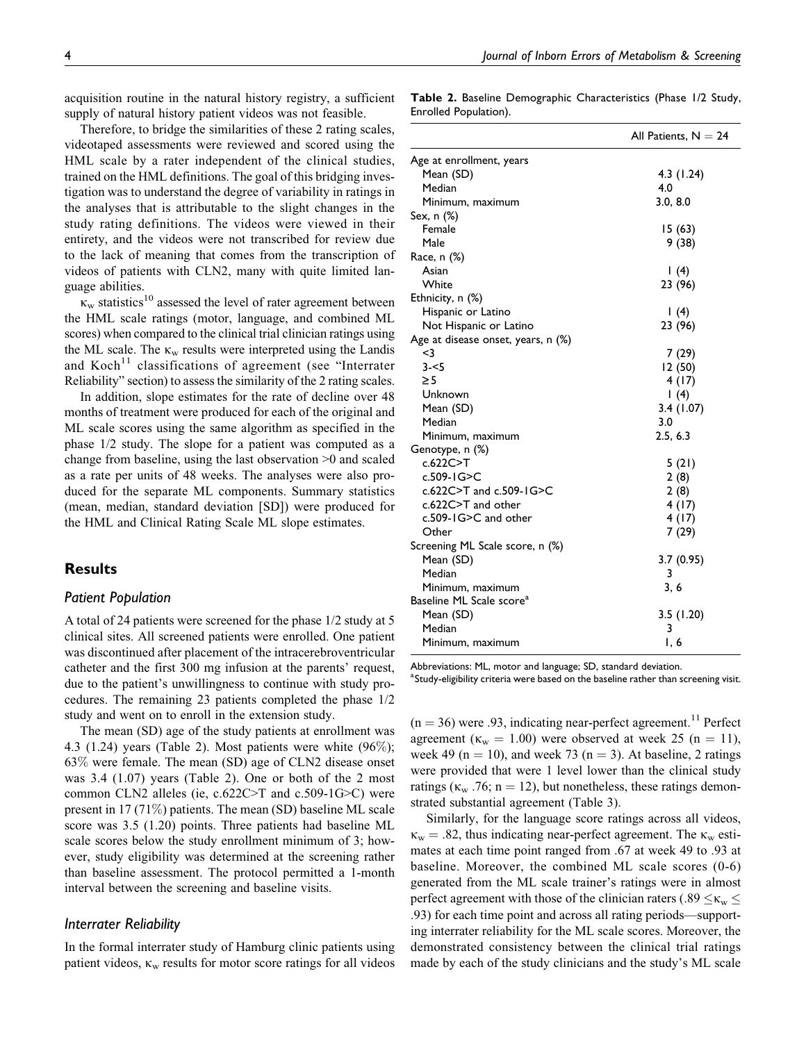acquisition routine in the natural history registry, a sufficient supply of natural history patient videos was not feasible.

Therefore, to bridge the similarities of these 2 rating scales, videotaped assessments were reviewed and scored using the HML scale by a rater independent of the clinical studies, trained on the HML definitions. The goal of this bridging investigation was to understand the degree of variability in ratings in the analyses that is attributable to the slight changes in the study rating definitions. The videos were viewed in their entirety, and the videos were not transcribed for review due to the lack of meaning that comes from the transcription of videos of patients with CLN2, many with quite limited language abilities.

$\kappa_w$ statistics[10] assessed the level of rater agreement between the HML scale ratings (motor, language, and combined ML scores) when compared to the clinical trial clinician ratings using the ML scale. The $\kappa_w$ results were interpreted using the Landis and Koch[11] classifications of agreement (see "Interrater Reliability" section) to assess the similarity of the 2 rating scales.

In addition, slope estimates for the rate of decline over 48 months of treatment were produced for each of the original and ML scale scores using the same algorithm as specified in the phase 1/2 study. The slope for a patient was computed as a change from baseline, using the last observation >0 and scaled as a rate per units of 48 weeks. The analyses were also produced for the separate ML components. Summary statistics (mean, median, standard deviation [SD]) were produced for the HML and Clinical Rating Scale ML slope estimates.

## Results

### Patient Population

A total of 24 patients were screened for the phase 1/2 study at 5 clinical sites. All screened patients were enrolled. One patient was discontinued after placement of the intracerebroventricular catheter and the first 300 mg infusion at the parents' request, due to the patient's unwillingness to continue with study procedures. The remaining 23 patients completed the phase 1/2 study and went on to enroll in the extension study.

The mean (SD) age of the study patients at enrollment was 4.3 (1.24) years (Table 2). Most patients were white (96%); 63% were female. The mean (SD) age of CLN2 disease onset was 3.4 (1.07) years (Table 2). One or both of the 2 most common CLN2 alleles (ie, c.622C>T and c.509-1G>C) were present in 17 (71%) patients. The mean (SD) baseline ML scale score was 3.5 (1.20) points. Three patients had baseline ML scale scores below the study enrollment minimum of 3; however, study eligibility was determined at the screening rather than baseline assessment. The protocol permitted a 1-month interval between the screening and baseline visits.

### Interrater Reliability

In the formal interrater study of Hamburg clinic patients using patient videos, $\kappa_w$ results for motor score ratings for all videos (n = 36) were .93, indicating near-perfect agreement.[11] Perfect agreement ($\kappa_w$ = 1.00) were observed at week 25 (n = 11), week 49 (n = 10), and week 73 (n = 3). At baseline, 2 ratings were provided that were 1 level lower than the clinical study ratings ($\kappa_w$ .76; n = 12), but nonetheless, these ratings demonstrated substantial agreement (Table 3).

Similarly, for the language score ratings across all videos, $\kappa_w$ = .82, thus indicating near-perfect agreement. The $\kappa_w$ estimates at each time point ranged from .67 at week 49 to .93 at baseline. Moreover, the combined ML scale scores (0-6) generated from the ML scale trainer's ratings were in almost perfect agreement with those of the clinician raters (.89 $\leq \kappa_w \leq$ .93) for each time point and across all rating periods—supporting interrater reliability for the ML scale scores. Moreover, the demonstrated consistency between the clinical trial ratings made by each of the study clinicians and the study's ML scale

**Table 2.** Baseline Demographic Characteristics (Phase 1/2 Study, Enrolled Population).

| | All Patients, N = 24 |
|---|---|
| Age at enrollment, years | |
| Mean (SD) | 4.3 (1.24) |
| Median | 4.0 |
| Minimum, maximum | 3.0, 8.0 |
| Sex, n (%) | |
| Female | 15 (63) |
| Male | 9 (38) |
| Race, n (%) | |
| Asian | 1 (4) |
| White | 23 (96) |
| Ethnicity, n (%) | |
| Hispanic or Latino | 1 (4) |
| Not Hispanic or Latino | 23 (96) |
| Age at disease onset, years, n (%) | |
| <3 | 7 (29) |
| 3-<5 | 12 (50) |
| ≥5 | 4 (17) |
| Unknown | 1 (4) |
| Mean (SD) | 3.4 (1.07) |
| Median | 3.0 |
| Minimum, maximum | 2.5, 6.3 |
| Genotype, n (%) | |
| c.622C>T | 5 (21) |
| c.509-1G>C | 2 (8) |
| c.622C>T and c.509-1G>C | 2 (8) |
| c.622C>T and other | 4 (17) |
| c.509-1G>C and other | 4 (17) |
| Other | 7 (29) |
| Screening ML Scale score, n (%) | |
| Mean (SD) | 3.7 (0.95) |
| Median | 3 |
| Minimum, maximum | 3, 6 |
| Baseline ML Scale score[a] | |
| Mean (SD) | 3.5 (1.20) |
| Median | 3 |
| Minimum, maximum | 1, 6 |

Abbreviations: ML, motor and language; SD, standard deviation.
[a]Study-eligibility criteria were based on the baseline rather than screening visit.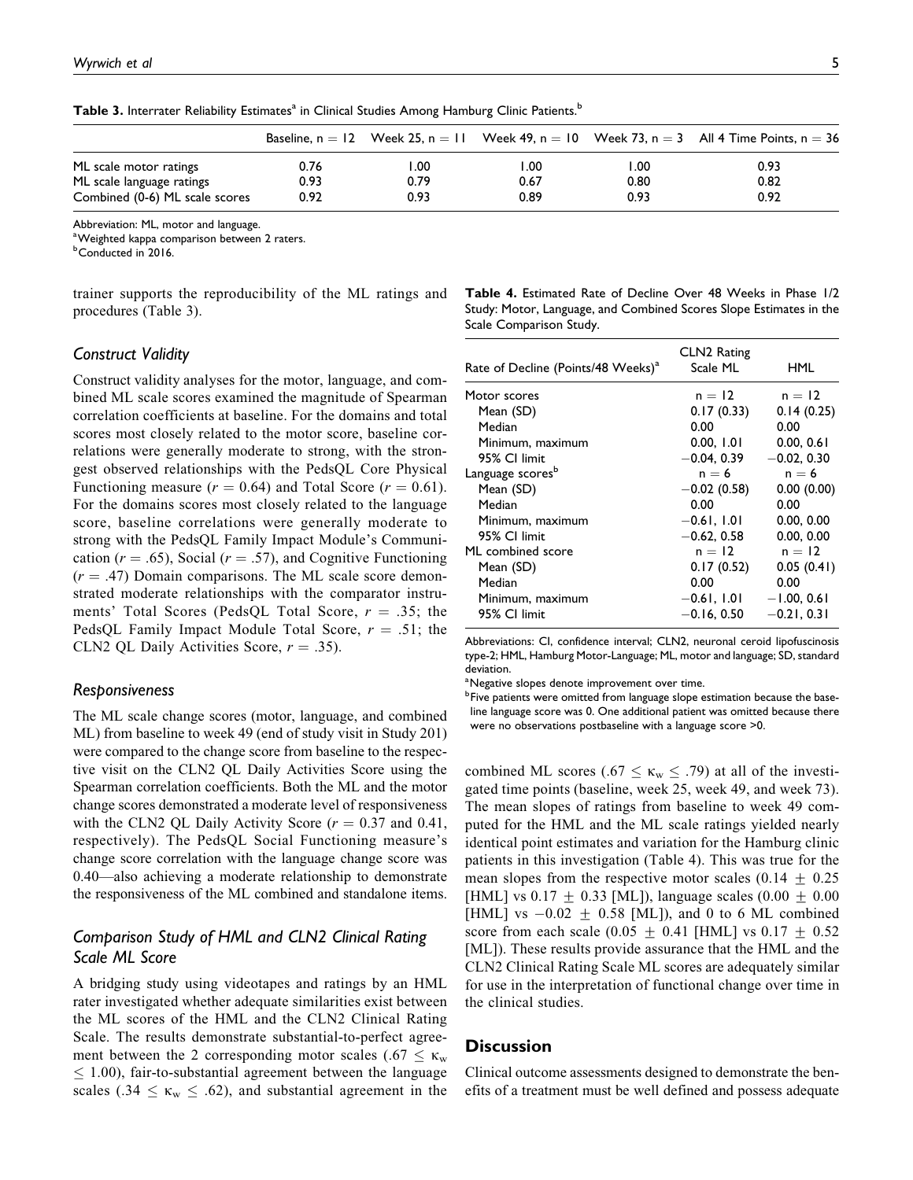**Table 3.** Interrater Reliability Estimates[a] in Clinical Studies Among Hamburg Clinic Patients.[b]

| | Baseline, n = 12 | Week 25, n = 11 | Week 49, n = 10 | Week 73, n = 3 | All 4 Time Points, n = 36 |
|---|---|---|---|---|---|
| ML scale motor ratings | 0.76 | 1.00 | 1.00 | 1.00 | 0.93 |
| ML scale language ratings | 0.93 | 0.79 | 0.67 | 0.80 | 0.82 |
| Combined (0-6) ML scale scores | 0.92 | 0.93 | 0.89 | 0.93 | 0.92 |

Abbreviation: ML, motor and language.
[a]Weighted kappa comparison between 2 raters.
[b]Conducted in 2016.

trainer supports the reproducibility of the ML ratings and procedures (Table 3).

### Construct Validity

Construct validity analyses for the motor, language, and combined ML scale scores examined the magnitude of Spearman correlation coefficients at baseline. For the domains and total scores most closely related to the motor score, baseline correlations were generally moderate to strong, with the strongest observed relationships with the PedsQL Core Physical Functioning measure ($r = 0.64$) and Total Score ($r = 0.61$). For the domains scores most closely related to the language score, baseline correlations were generally moderate to strong with the PedsQL Family Impact Module's Communication ($r = .65$), Social ($r = .57$), and Cognitive Functioning ($r = .47$) Domain comparisons. The ML scale score demonstrated moderate relationships with the comparator instruments' Total Scores (PedsQL Total Score, $r = .35$; the PedsQL Family Impact Module Total Score, $r = .51$; the CLN2 QL Daily Activities Score, $r = .35$).

### Responsiveness

The ML scale change scores (motor, language, and combined ML) from baseline to week 49 (end of study visit in Study 201) were compared to the change score from baseline to the respective visit on the CLN2 QL Daily Activities Score using the Spearman correlation coefficients. Both the ML and the motor change scores demonstrated a moderate level of responsiveness with the CLN2 QL Daily Activity Score ($r = 0.37$ and 0.41, respectively). The PedsQL Social Functioning measure's change score correlation with the language change score was 0.40—also achieving a moderate relationship to demonstrate the responsiveness of the ML combined and standalone items.

### Comparison Study of HML and CLN2 Clinical Rating Scale ML Score

A bridging study using videotapes and ratings by an HML rater investigated whether adequate similarities exist between the ML scores of the HML and the CLN2 Clinical Rating Scale. The results demonstrate substantial-to-perfect agreement between the 2 corresponding motor scales ($.67 \leq \kappa_w \leq 1.00$), fair-to-substantial agreement between the language scales ($.34 \leq \kappa_w \leq .62$), and substantial agreement in the combined ML scores ($.67 \leq \kappa_w \leq .79$) at all of the investigated time points (baseline, week 25, week 49, and week 73). The mean slopes of ratings from baseline to week 49 computed for the HML and the ML scale ratings yielded nearly identical point estimates and variation for the Hamburg clinic patients in this investigation (Table 4). This was true for the mean slopes from the respective motor scales ($0.14 \pm 0.25$ [HML] vs $0.17 \pm 0.33$ [ML]), language scales ($0.00 \pm 0.00$ [HML] vs $-0.02 \pm 0.58$ [ML]), and 0 to 6 ML combined score from each scale ($0.05 \pm 0.41$ [HML] vs $0.17 \pm 0.52$ [ML]). These results provide assurance that the HML and the CLN2 Clinical Rating Scale ML scores are adequately similar for use in the interpretation of functional change over time in the clinical studies.

**Table 4.** Estimated Rate of Decline Over 48 Weeks in Phase 1/2 Study: Motor, Language, and Combined Scores Slope Estimates in the Scale Comparison Study.

| Rate of Decline (Points/48 Weeks)[a] | CLN2 Rating Scale ML | HML |
|---|---|---|
| Motor scores | n = 12 | n = 12 |
| Mean (SD) | 0.17 (0.33) | 0.14 (0.25) |
| Median | 0.00 | 0.00 |
| Minimum, maximum | 0.00, 1.01 | 0.00, 0.61 |
| 95% CI limit | −0.04, 0.39 | −0.02, 0.30 |
| Language scores[b] | n = 6 | n = 6 |
| Mean (SD) | −0.02 (0.58) | 0.00 (0.00) |
| Median | 0.00 | 0.00 |
| Minimum, maximum | −0.61, 1.01 | 0.00, 0.00 |
| 95% CI limit | −0.62, 0.58 | 0.00, 0.00 |
| ML combined score | n = 12 | n = 12 |
| Mean (SD) | 0.17 (0.52) | 0.05 (0.41) |
| Median | 0.00 | 0.00 |
| Minimum, maximum | −0.61, 1.01 | −1.00, 0.61 |
| 95% CI limit | −0.16, 0.50 | −0.21, 0.31 |

Abbreviations: CI, confidence interval; CLN2, neuronal ceroid lipofuscinosis type-2; HML, Hamburg Motor-Language; ML, motor and language; SD, standard deviation.
[a]Negative slopes denote improvement over time.
[b]Five patients were omitted from language slope estimation because the baseline language score was 0. One additional patient was omitted because there were no observations postbaseline with a language score >0.

## Discussion

Clinical outcome assessments designed to demonstrate the benefits of a treatment must be well defined and possess adequate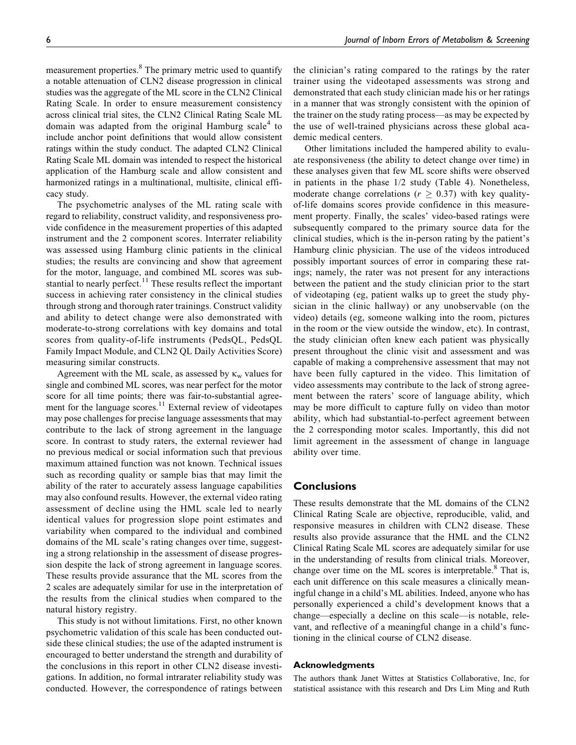measurement properties.[8] The primary metric used to quantify a notable attenuation of CLN2 disease progression in clinical studies was the aggregate of the ML score in the CLN2 Clinical Rating Scale. In order to ensure measurement consistency across clinical trial sites, the CLN2 Clinical Rating Scale ML domain was adapted from the original Hamburg scale[4] to include anchor point definitions that would allow consistent ratings within the study conduct. The adapted CLN2 Clinical Rating Scale ML domain was intended to respect the historical application of the Hamburg scale and allow consistent and harmonized ratings in a multinational, multisite, clinical efficacy study.

The psychometric analyses of the ML rating scale with regard to reliability, construct validity, and responsiveness provide confidence in the measurement properties of this adapted instrument and the 2 component scores. Interrater reliability was assessed using Hamburg clinic patients in the clinical studies; the results are convincing and show that agreement for the motor, language, and combined ML scores was substantial to nearly perfect.[11] These results reflect the important success in achieving rater consistency in the clinical studies through strong and thorough rater trainings. Construct validity and ability to detect change were also demonstrated with moderate-to-strong correlations with key domains and total scores from quality-of-life instruments (PedsQL, PedsQL Family Impact Module, and CLN2 QL Daily Activities Score) measuring similar constructs.

Agreement with the ML scale, as assessed by $\kappa_w$ values for single and combined ML scores, was near perfect for the motor score for all time points; there was fair-to-substantial agreement for the language scores.[11] External review of videotapes may pose challenges for precise language assessments that may contribute to the lack of strong agreement in the language score. In contrast to study raters, the external reviewer had no previous medical or social information such that previous maximum attained function was not known. Technical issues such as recording quality or sample bias that may limit the ability of the rater to accurately assess language capabilities may also confound results. However, the external video rating assessment of decline using the HML scale led to nearly identical values for progression slope point estimates and variability when compared to the individual and combined domains of the ML scale's rating changes over time, suggesting a strong relationship in the assessment of disease progression despite the lack of strong agreement in language scores. These results provide assurance that the ML scores from the 2 scales are adequately similar for use in the interpretation of the results from the clinical studies when compared to the natural history registry.

This study is not without limitations. First, no other known psychometric validation of this scale has been conducted outside these clinical studies; the use of the adapted instrument is encouraged to better understand the strength and durability of the conclusions in this report in other CLN2 disease investigations. In addition, no formal intrarater reliability study was conducted. However, the correspondence of ratings between the clinician's rating compared to the ratings by the rater trainer using the videotaped assessments was strong and demonstrated that each study clinician made his or her ratings in a manner that was strongly consistent with the opinion of the trainer on the study rating process—as may be expected by the use of well-trained physicians across these global academic medical centers.

Other limitations included the hampered ability to evaluate responsiveness (the ability to detect change over time) in these analyses given that few ML score shifts were observed in patients in the phase 1/2 study (Table 4). Nonetheless, moderate change correlations ($r \geq 0.37$) with key quality-of-life domains scores provide confidence in this measurement property. Finally, the scales' video-based ratings were subsequently compared to the primary source data for the clinical studies, which is the in-person rating by the patient's Hamburg clinic physician. The use of the videos introduced possibly important sources of error in comparing these ratings; namely, the rater was not present for any interactions between the patient and the study clinician prior to the start of videotaping (eg, patient walks up to greet the study physician in the clinic hallway) or any unobservable (on the video) details (eg, someone walking into the room, pictures in the room or the view outside the window, etc). In contrast, the study clinician often knew each patient was physically present throughout the clinic visit and assessment and was capable of making a comprehensive assessment that may not have been fully captured in the video. This limitation of video assessments may contribute to the lack of strong agreement between the raters' score of language ability, which may be more difficult to capture fully on video than motor ability, which had substantial-to-perfect agreement between the 2 corresponding motor scales. Importantly, this did not limit agreement in the assessment of change in language ability over time.

## Conclusions

These results demonstrate that the ML domains of the CLN2 Clinical Rating Scale are objective, reproducible, valid, and responsive measures in children with CLN2 disease. These results also provide assurance that the HML and the CLN2 Clinical Rating Scale ML scores are adequately similar for use in the understanding of results from clinical trials. Moreover, change over time on the ML scores is interpretable.[8] That is, each unit difference on this scale measures a clinically meaningful change in a child's ML abilities. Indeed, anyone who has personally experienced a child's development knows that a change—especially a decline on this scale—is notable, relevant, and reflective of a meaningful change in a child's functioning in the clinical course of CLN2 disease.

### Acknowledgments

The authors thank Janet Wittes at Statistics Collaborative, Inc, for statistical assistance with this research and Drs Lim Ming and Ruth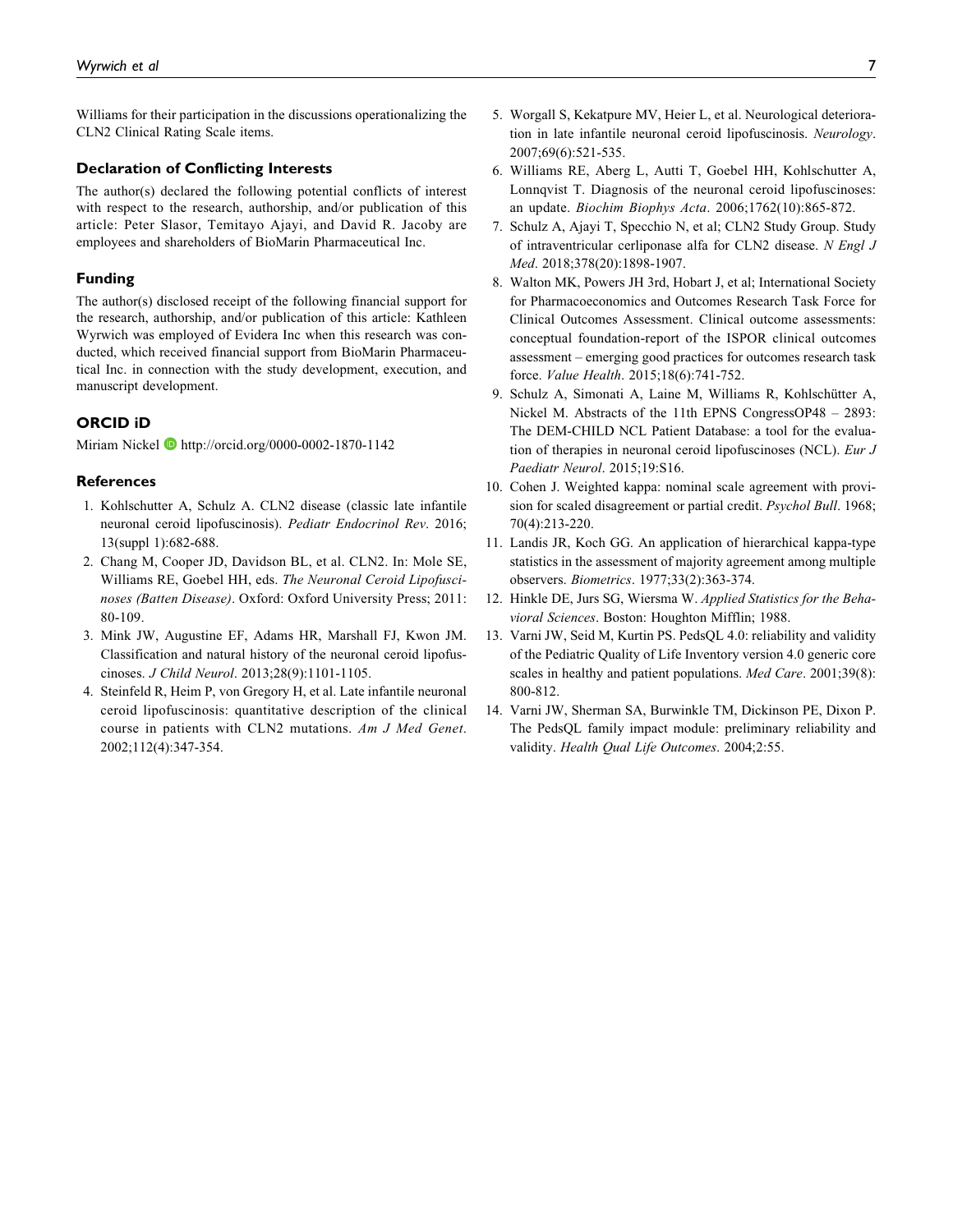Williams for their participation in the discussions operationalizing the CLN2 Clinical Rating Scale items.

### Declaration of Conflicting Interests

The author(s) declared the following potential conflicts of interest with respect to the research, authorship, and/or publication of this article: Peter Slasor, Temitayo Ajayi, and David R. Jacoby are employees and shareholders of BioMarin Pharmaceutical Inc.

### Funding

The author(s) disclosed receipt of the following financial support for the research, authorship, and/or publication of this article: Kathleen Wyrwich was employed of Evidera Inc when this research was conducted, which received financial support from BioMarin Pharmaceutical Inc. in connection with the study development, execution, and manuscript development.

### ORCID iD

Miriam Nickel http://orcid.org/0000-0002-1870-1142

### References

1. Kohlschutter A, Schulz A. CLN2 disease (classic late infantile neuronal ceroid lipofuscinosis). *Pediatr Endocrinol Rev*. 2016; 13(suppl 1):682-688.
2. Chang M, Cooper JD, Davidson BL, et al. CLN2. In: Mole SE, Williams RE, Goebel HH, eds. *The Neuronal Ceroid Lipofuscinoses (Batten Disease)*. Oxford: Oxford University Press; 2011: 80-109.
3. Mink JW, Augustine EF, Adams HR, Marshall FJ, Kwon JM. Classification and natural history of the neuronal ceroid lipofuscinoses. *J Child Neurol*. 2013;28(9):1101-1105.
4. Steinfeld R, Heim P, von Gregory H, et al. Late infantile neuronal ceroid lipofuscinosis: quantitative description of the clinical course in patients with CLN2 mutations. *Am J Med Genet*. 2002;112(4):347-354.
5. Worgall S, Kekatpure MV, Heier L, et al. Neurological deterioration in late infantile neuronal ceroid lipofuscinosis. *Neurology*. 2007;69(6):521-535.
6. Williams RE, Aberg L, Autti T, Goebel HH, Kohlschutter A, Lonnqvist T. Diagnosis of the neuronal ceroid lipofuscinoses: an update. *Biochim Biophys Acta*. 2006;1762(10):865-872.
7. Schulz A, Ajayi T, Specchio N, et al; CLN2 Study Group. Study of intraventricular cerliponase alfa for CLN2 disease. *N Engl J Med*. 2018;378(20):1898-1907.
8. Walton MK, Powers JH 3rd, Hobart J, et al; International Society for Pharmacoeconomics and Outcomes Research Task Force for Clinical Outcomes Assessment. Clinical outcome assessments: conceptual foundation-report of the ISPOR clinical outcomes assessment – emerging good practices for outcomes research task force. *Value Health*. 2015;18(6):741-752.
9. Schulz A, Simonati A, Laine M, Williams R, Kohlschütter A, Nickel M. Abstracts of the 11th EPNS CongressOP48 – 2893: The DEM-CHILD NCL Patient Database: a tool for the evaluation of therapies in neuronal ceroid lipofuscinoses (NCL). *Eur J Paediatr Neurol*. 2015;19:S16.
10. Cohen J. Weighted kappa: nominal scale agreement with provision for scaled disagreement or partial credit. *Psychol Bull*. 1968; 70(4):213-220.
11. Landis JR, Koch GG. An application of hierarchical kappa-type statistics in the assessment of majority agreement among multiple observers. *Biometrics*. 1977;33(2):363-374.
12. Hinkle DE, Jurs SG, Wiersma W. *Applied Statistics for the Behavioral Sciences*. Boston: Houghton Mifflin; 1988.
13. Varni JW, Seid M, Kurtin PS. PedsQL 4.0: reliability and validity of the Pediatric Quality of Life Inventory version 4.0 generic core scales in healthy and patient populations. *Med Care*. 2001;39(8): 800-812.
14. Varni JW, Sherman SA, Burwinkle TM, Dickinson PE, Dixon P. The PedsQL family impact module: preliminary reliability and validity. *Health Qual Life Outcomes*. 2004;2:55.